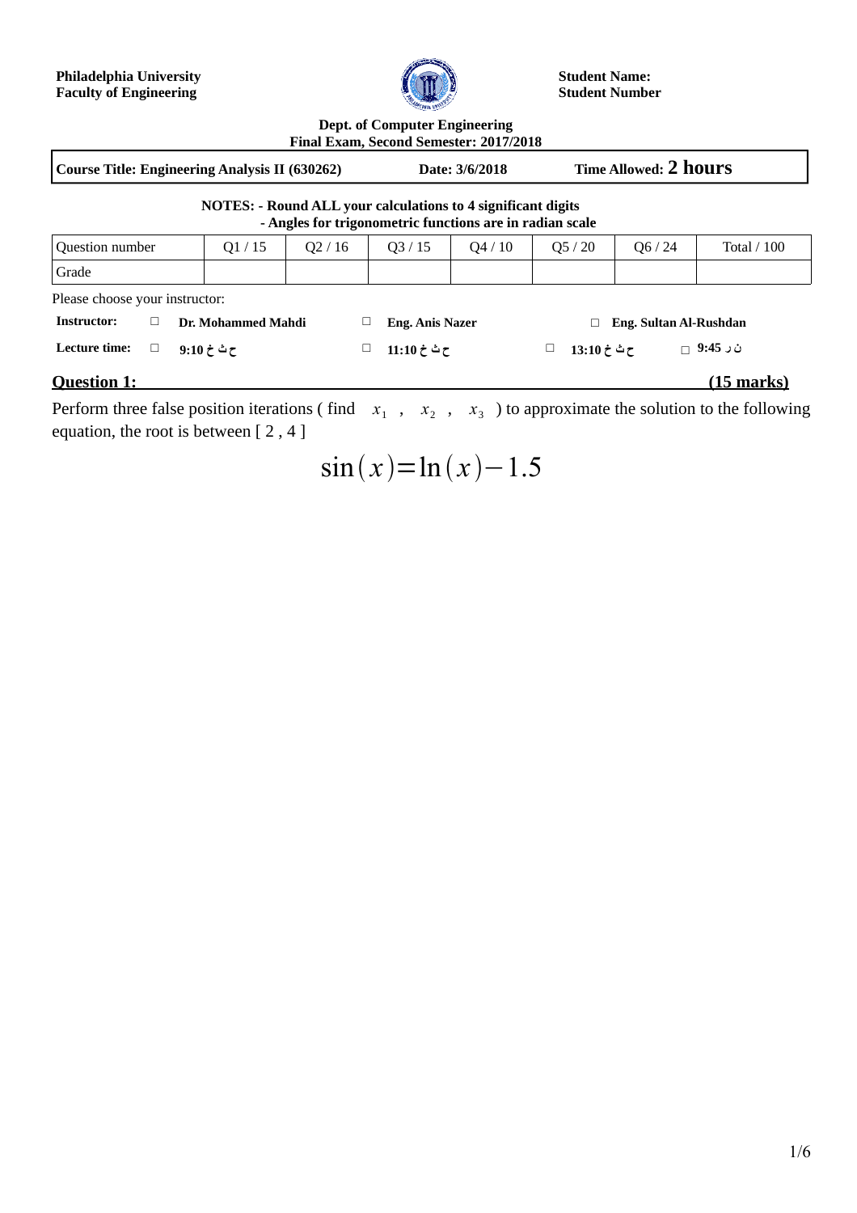**Philadelphia University**
**Faculty of Engineering**

**Student Name:**
**Student Number**

**Dept. of Computer Engineering**
**Final Exam, Second Semester: 2017/2018**

| **Course Title: Engineering Analysis II (630262)** | **Date: 3/6/2018** | **Time Allowed: 2 hours** |
|---|---|---|

**NOTES: - Round ALL your calculations to 4 significant digits**
**- Angles for trigonometric functions are in radian scale**

| Question number | Q1 / 15 | Q2 / 16 | Q3 / 15 | Q4 / 10 | Q5 / 20 | Q6 / 24 | Total / 100 |
|---|---|---|---|---|---|---|---|
| Grade | | | | | | | |

Please choose your instructor:

**Instructor:** □ **Dr. Mohammed Mahdi** □ **Eng. Anis Nazer** □ **Eng. Sultan Al-Rushdan**

**Lecture time:** □ **9:10 ح ث خ** □ **11:10 ح ث خ** □ **13:10 ح ث خ** □ **9:45 ن ر**

## Question 1: (15 marks)

Perform three false position iterations ( find $x_1$ , $x_2$ , $x_3$ ) to approximate the solution to the following equation, the root is between [ 2 , 4 ]

$$\sin(x) = \ln(x) - 1.5$$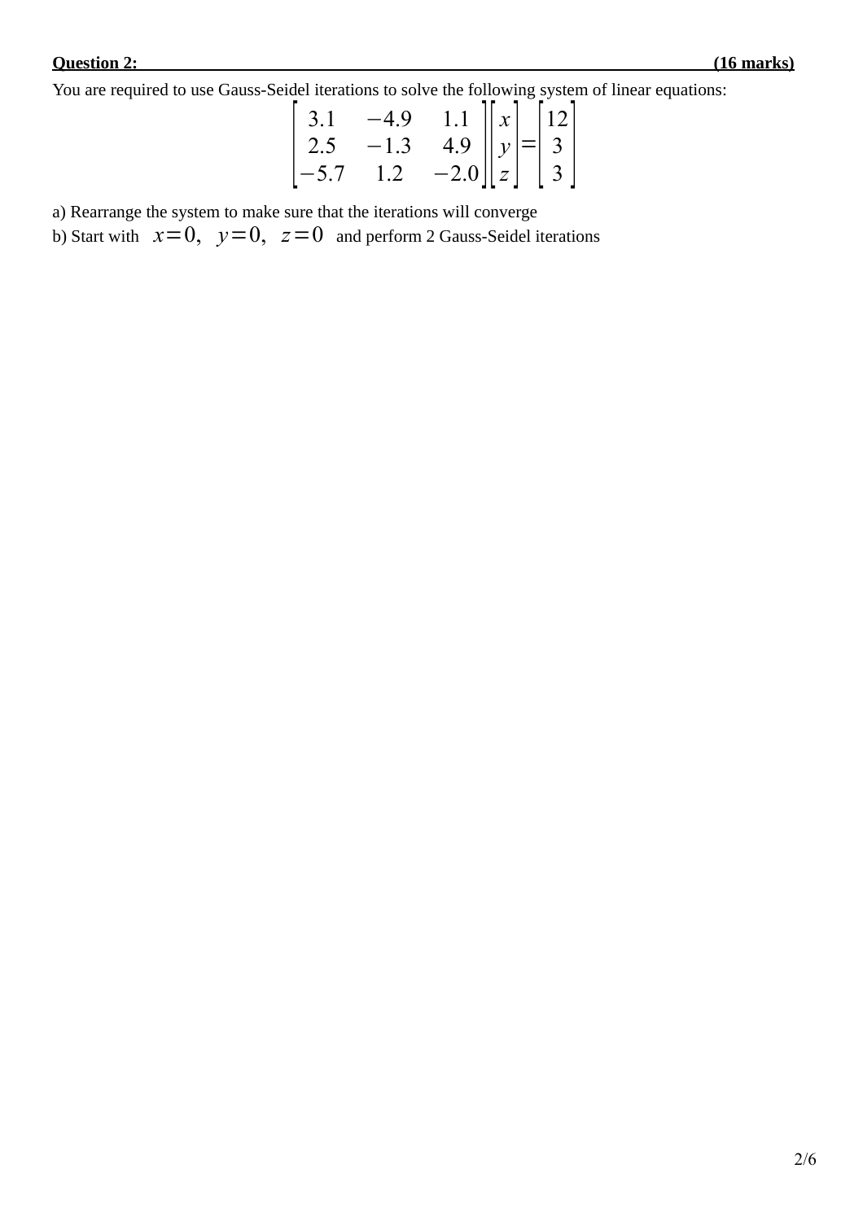**Question 2: (16 marks)**

You are required to use Gauss-Seidel iterations to solve the following system of linear equations:

$$\begin{bmatrix} 3.1 & -4.9 & 1.1 \\ 2.5 & -1.3 & 4.9 \\ -5.7 & 1.2 & -2.0 \end{bmatrix} \begin{bmatrix} x \\ y \\ z \end{bmatrix} = \begin{bmatrix} 12 \\ 3 \\ 3 \end{bmatrix}$$

a) Rearrange the system to make sure that the iterations will converge

b) Start with $x=0, \; y=0, \; z=0$ and perform 2 Gauss-Seidel iterations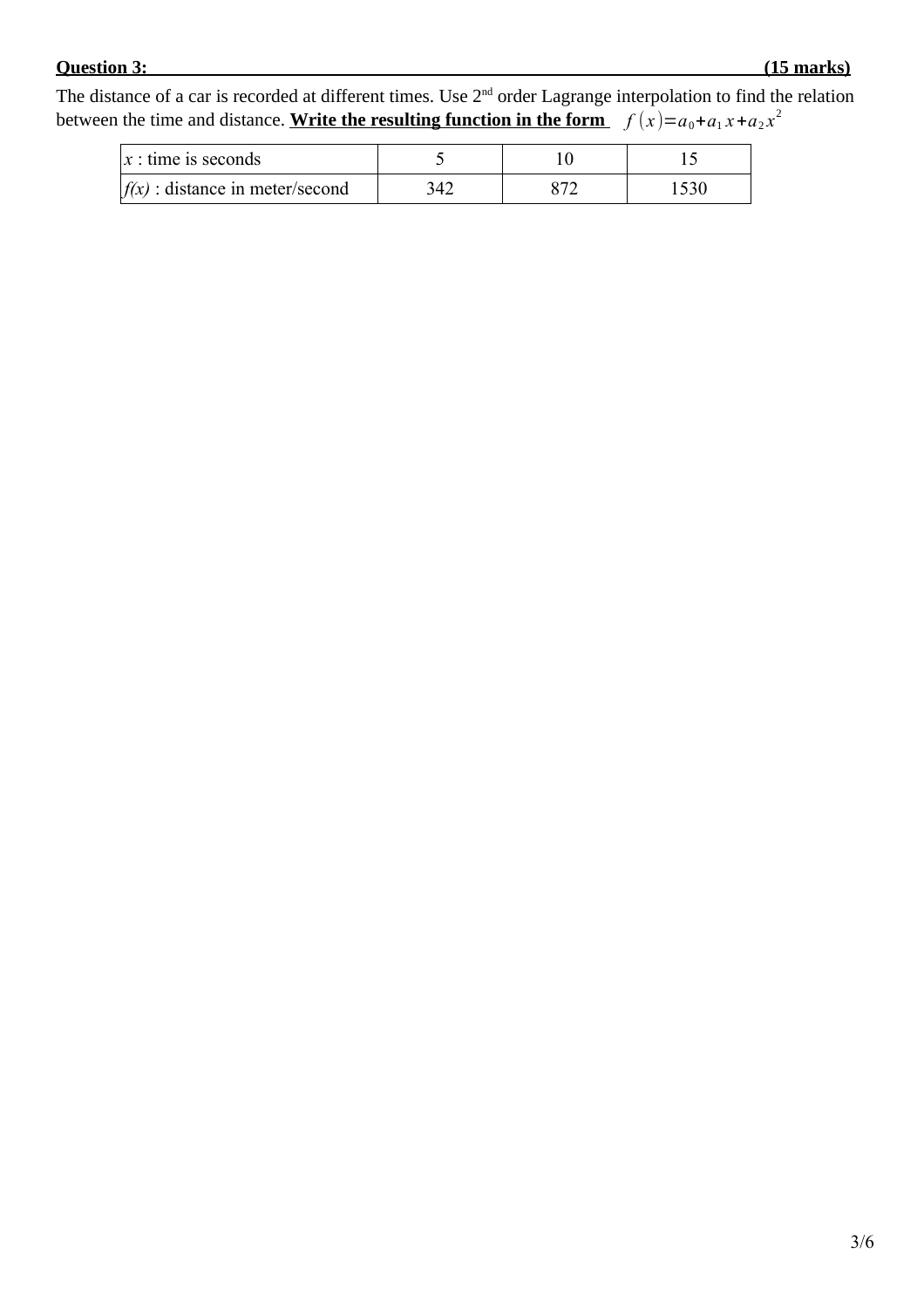**Question 3: (15 marks)**

The distance of a car is recorded at different times. Use 2nd order Lagrange interpolation to find the relation between the time and distance. **Write the resulting function in the form** $f(x) = a_0 + a_1 x + a_2 x^2$

| $x$ : time is seconds | 5 | 10 | 15 |
|---|---|---|---|
| $f(x)$ : distance in meter/second | 342 | 872 | 1530 |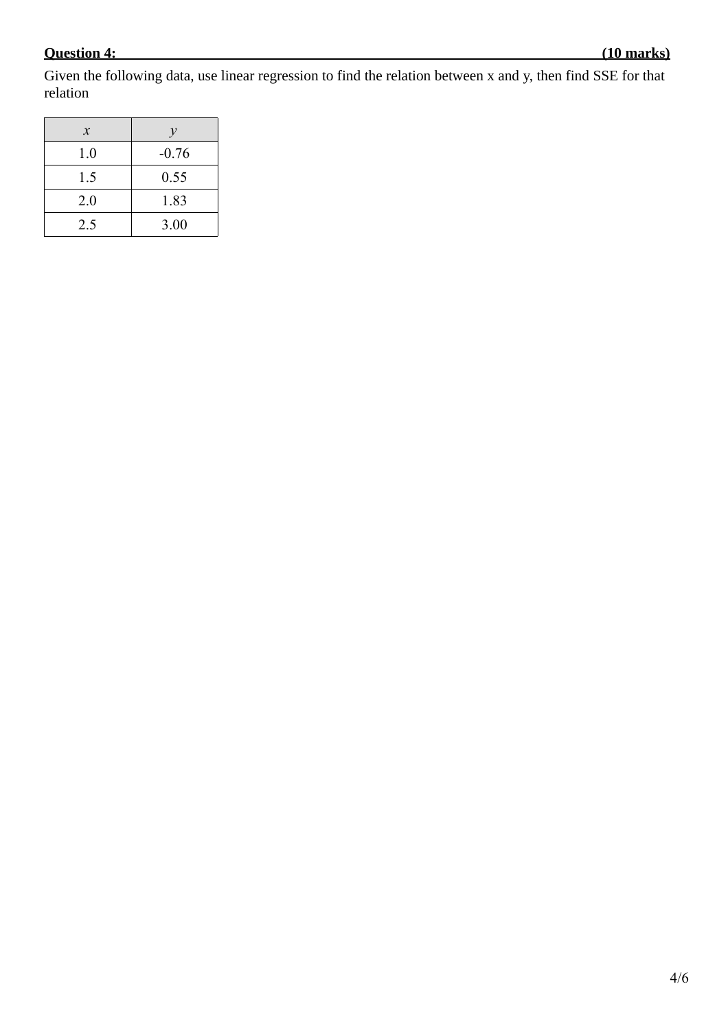**Question 4: (10 marks)**

Given the following data, use linear regression to find the relation between x and y, then find SSE for that relation

| $x$ | $y$ |
|---|---|
| 1.0 | -0.76 |
| 1.5 | 0.55 |
| 2.0 | 1.83 |
| 2.5 | 3.00 |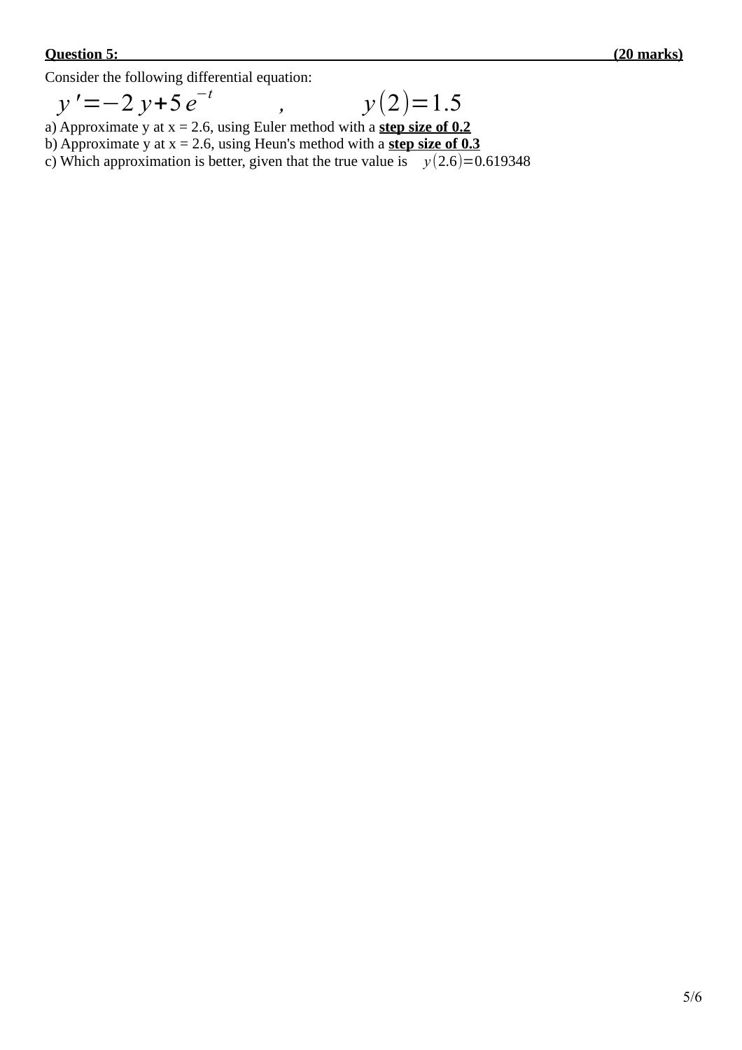**Question 5: (20 marks)**

Consider the following differential equation:

$$y' = -2y + 5e^{-t} \quad , \quad y(2) = 1.5$$

a) Approximate y at x = 2.6, using Euler method with a **step size of 0.2**

b) Approximate y at x = 2.6, using Heun's method with a **step size of 0.3**

c) Which approximation is better, given that the true value is $y(2.6) = 0.619348$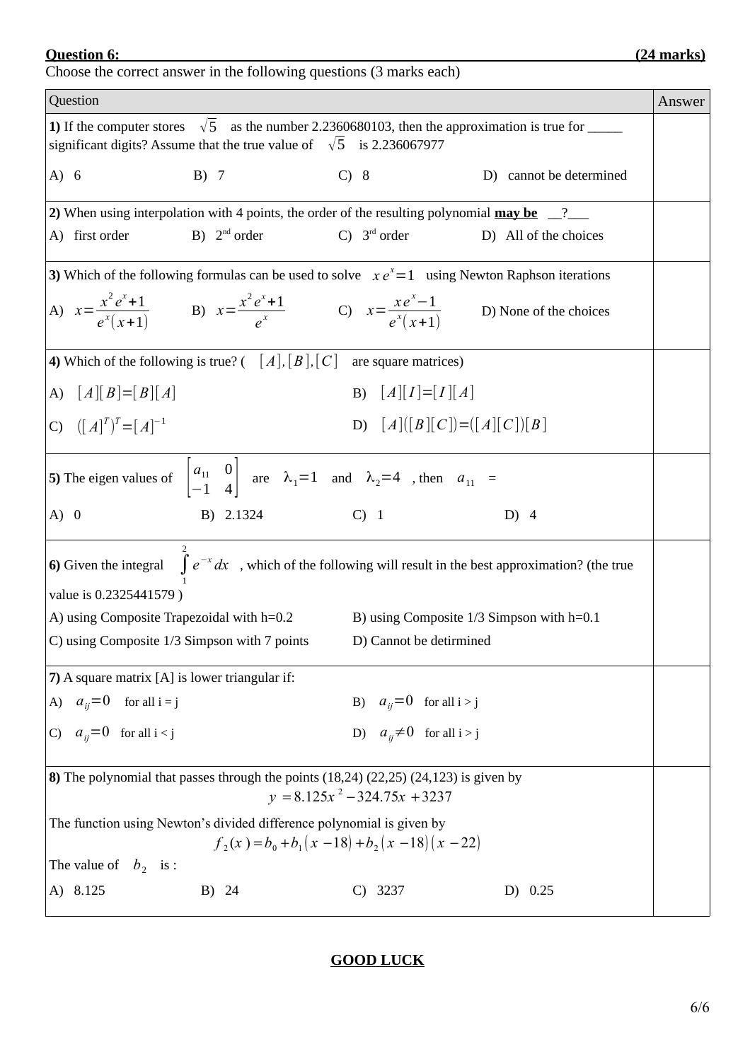**Question 6: (24 marks)**

Choose the correct answer in the following questions (3 marks each)

| Question | Answer |
|---|---|
| **1)** If the computer stores $\sqrt{5}$ as the number 2.2360680103, then the approximation is true for _____ significant digits? Assume that the true value of $\sqrt{5}$ is 2.236067977<br><br>A) 6 B) 7 C) 8 D) cannot be determined | |
| **2)** When using interpolation with 4 points, the order of the resulting polynomial **may be** __?___<br>A) first order B) $2^{nd}$ order C) $3^{rd}$ order D) All of the choices | |
| **3)** Which of the following formulas can be used to solve $x\,e^{x}=1$ using Newton Raphson iterations<br><br>A) $x=\frac{x^2 e^x+1}{e^x(x+1)}$ B) $x=\frac{x^2 e^x+1}{e^x}$ C) $x=\frac{x e^x-1}{e^x(x+1)}$ D) None of the choices | |
| **4)** Which of the following is true? ( $[A],[B],[C]$ are square matrices)<br><br>A) $[A][B]=[B][A]$ B) $[A][I]=[I][A]$<br><br>C) $([A]^T)^T=[A]^{-1}$ D) $[A]([B][C])=([A][C])[B]$ | |
| **5)** The eigen values of $\begin{bmatrix} a_{11} & 0 \\ -1 & 4 \end{bmatrix}$ are $\lambda_1=1$ and $\lambda_2=4$ , then $a_{11}$ =<br><br>A) 0 B) 2.1324 C) 1 D) 4 | |
| **6)** Given the integral $\int_1^2 e^{-x}\,dx$ , which of the following will result in the best approximation? (the true value is 0.2325441579 )<br>A) using Composite Trapezoidal with h=0.2 B) using Composite 1/3 Simpson with h=0.1<br>C) using Composite 1/3 Simpson with 7 points D) Cannot be detirmined | |
| **7)** A square matrix [A] is lower triangular if:<br>A) $a_{ij}=0$ for all i = j B) $a_{ij}=0$ for all i > j<br><br>C) $a_{ij}=0$ for all i < j D) $a_{ij}\neq 0$ for all i > j | |
| **8)** The polynomial that passes through the points (18,24) (22,25) (24,123) is given by<br>$y=8.125x^2-324.75x+3237$<br>The function using Newton's divided difference polynomial is given by<br>$f_2(x)=b_0+b_1(x-18)+b_2(x-18)(x-22)$<br>The value of $b_2$ is :<br>A) 8.125 B) 24 C) 3237 D) 0.25 | |

**GOOD LUCK**